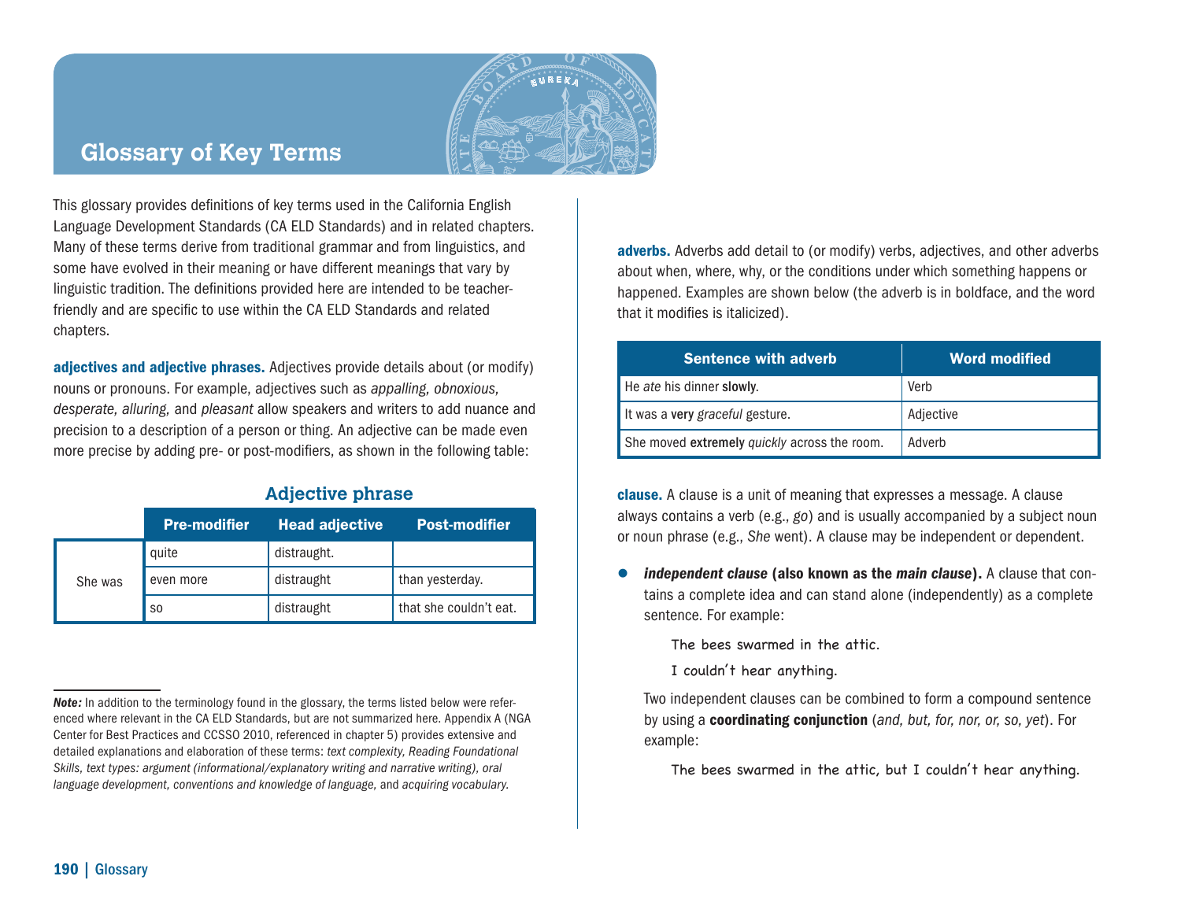# Glossary of Key Terms

This glossary provides definitions of key terms used in the California English Language Development Standards (CA ELD Standards) and in related chapters. Many of these terms derive from traditional grammar and from linguistics, and some have evolved in their meaning or have different meanings that vary by linguistic tradition. The definitions provided here are intended to be teacher-friendly and are specific to use within the CA ELD Standards and related chapters.

**adjectives and adjective phrases.** Adjectives provide details about (or modify) nouns or pronouns. For example, adjectives such as *appalling, obnoxious, desperate, alluring,* and *pleasant* allow speakers and writers to add nuance and precision to a description of a person or thing. An adjective can be made even more precise by adding pre- or post-modifiers, as shown in the following table:

### Adjective phrase

| | Pre-modifier | Head adjective | Post-modifier |
|---|---|---|---|
| She was | quite | distraught. | |
| | even more | distraught | than yesterday. |
| | so | distraught | that she couldn't eat. |

***Note:*** In addition to the terminology found in the glossary, the terms listed below were referenced where relevant in the CA ELD Standards, but are not summarized here. Appendix A (NGA Center for Best Practices and CCSSO 2010, referenced in chapter 5) provides extensive and detailed explanations and elaboration of these terms: *text complexity, Reading Foundational Skills, text types: argument (informational/explanatory writing and narrative writing), oral language development, conventions and knowledge of language,* and *acquiring vocabulary.*

**adverbs.** Adverbs add detail to (or modify) verbs, adjectives, and other adverbs about when, where, why, or the conditions under which something happens or happened. Examples are shown below (the adverb is in boldface, and the word that it modifies is italicized).

| Sentence with adverb | Word modified |
|---|---|
| He *ate* his dinner **slowly**. | Verb |
| It was a **very** *graceful* gesture. | Adjective |
| She moved **extremely** *quickly* across the room. | Adverb |

**clause.** A clause is a unit of meaning that expresses a message. A clause always contains a verb (e.g., *go*) and is usually accompanied by a subject noun or noun phrase (e.g., *She* went). A clause may be independent or dependent.

- ***independent clause* (also known as the *main clause*).** A clause that contains a complete idea and can stand alone (independently) as a complete sentence. For example:

  The bees swarmed in the attic.

  I couldn't hear anything.

  Two independent clauses can be combined to form a compound sentence by using a **coordinating conjunction** (*and, but, for, nor, or, so, yet*). For example:

  The bees swarmed in the attic, but I couldn't hear anything.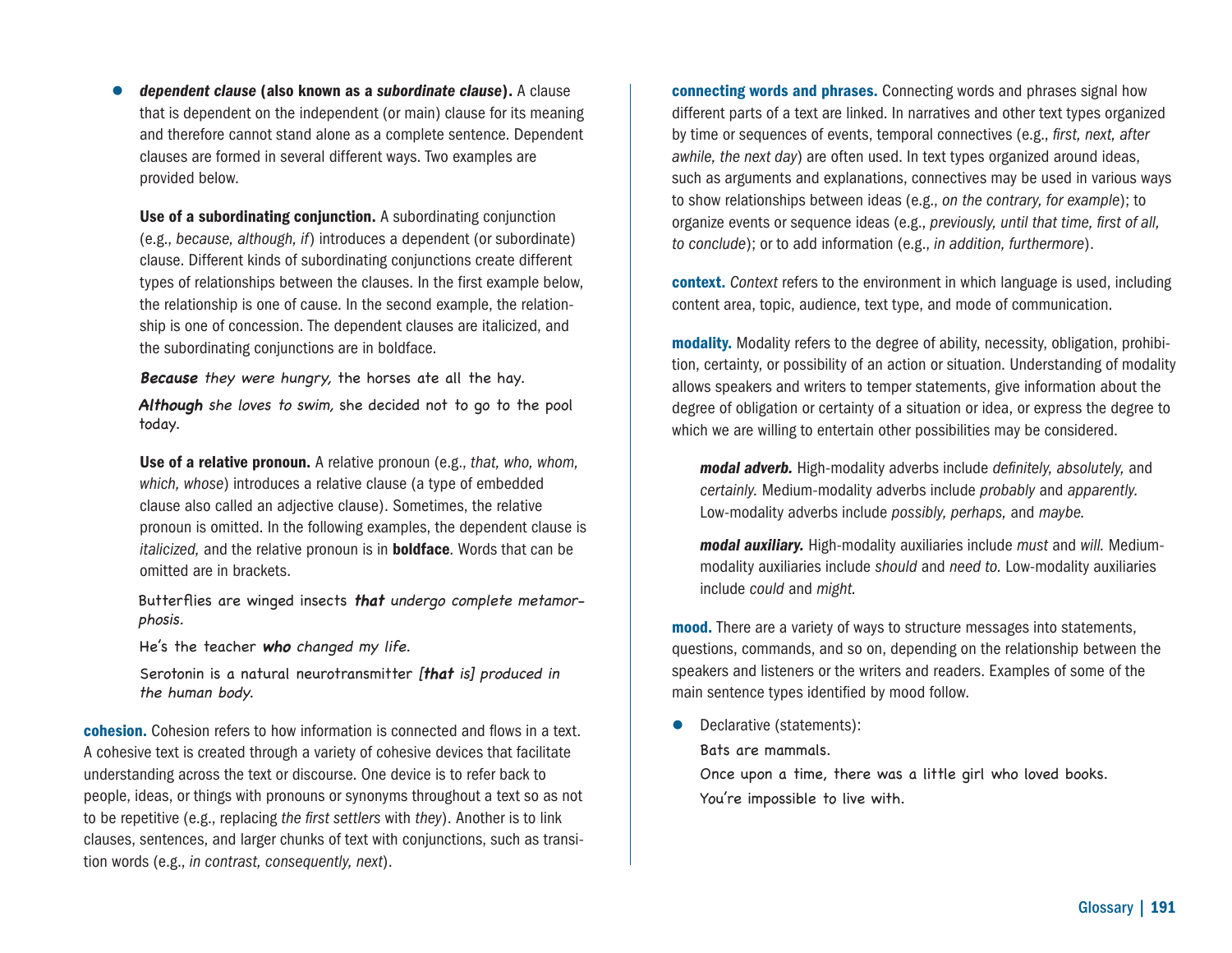- ***dependent clause* (also known as a *subordinate clause*).** A clause that is dependent on the independent (or main) clause for its meaning and therefore cannot stand alone as a complete sentence. Dependent clauses are formed in several different ways. Two examples are provided below.

  **Use of a subordinating conjunction.** A subordinating conjunction (e.g., *because, although, if*) introduces a dependent (or subordinate) clause. Different kinds of subordinating conjunctions create different types of relationships between the clauses. In the first example below, the relationship is one of cause. In the second example, the relationship is one of concession. The dependent clauses are italicized, and the subordinating conjunctions are in boldface.

  ***Because** they were hungry,* the horses ate all the hay.

  ***Although** she loves to swim,* she decided not to go to the pool today.

  **Use of a relative pronoun.** A relative pronoun (e.g., *that, who, whom, which, whose*) introduces a relative clause (a type of embedded clause also called an adjective clause). Sometimes, the relative pronoun is omitted. In the following examples, the dependent clause is *italicized,* and the relative pronoun is in **boldface**. Words that can be omitted are in brackets.

  Butterflies are winged insects ***that** undergo complete metamorphosis.*

  He's the teacher ***who** changed my life.*

  Serotonin is a natural neurotransmitter *[**that** is] produced in the human body.*

**cohesion.** Cohesion refers to how information is connected and flows in a text. A cohesive text is created through a variety of cohesive devices that facilitate understanding across the text or discourse. One device is to refer back to people, ideas, or things with pronouns or synonyms throughout a text so as not to be repetitive (e.g., replacing *the first settlers* with *they*). Another is to link clauses, sentences, and larger chunks of text with conjunctions, such as transition words (e.g., *in contrast, consequently, next*).

**connecting words and phrases.** Connecting words and phrases signal how different parts of a text are linked. In narratives and other text types organized by time or sequences of events, temporal connectives (e.g., *first, next, after awhile, the next day*) are often used. In text types organized around ideas, such as arguments and explanations, connectives may be used in various ways to show relationships between ideas (e.g., *on the contrary, for example*); to organize events or sequence ideas (e.g., *previously, until that time, first of all, to conclude*); or to add information (e.g., *in addition, furthermore*).

**context.** *Context* refers to the environment in which language is used, including content area, topic, audience, text type, and mode of communication.

**modality.** Modality refers to the degree of ability, necessity, obligation, prohibition, certainty, or possibility of an action or situation. Understanding of modality allows speakers and writers to temper statements, give information about the degree of obligation or certainty of a situation or idea, or express the degree to which we are willing to entertain other possibilities may be considered.

***modal adverb.*** High-modality adverbs include *definitely, absolutely,* and *certainly.* Medium-modality adverbs include *probably* and *apparently.* Low-modality adverbs include *possibly, perhaps,* and *maybe.*

***modal auxiliary.*** High-modality auxiliaries include *must* and *will.* Medium-modality auxiliaries include *should* and *need to.* Low-modality auxiliaries include *could* and *might.*

**mood.** There are a variety of ways to structure messages into statements, questions, commands, and so on, depending on the relationship between the speakers and listeners or the writers and readers. Examples of some of the main sentence types identified by mood follow.

- Declarative (statements):

  Bats are mammals.

  Once upon a time, there was a little girl who loved books.

  You're impossible to live with.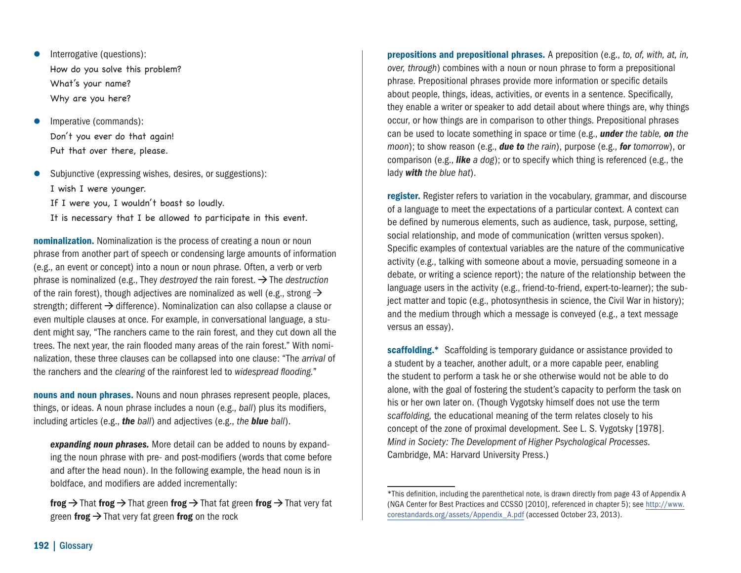- Interrogative (questions):
  How do you solve this problem?
  What's your name?
  Why are you here?

- Imperative (commands):
  Don't you ever do that again!
  Put that over there, please.

- Subjunctive (expressing wishes, desires, or suggestions):
  I wish I were younger.
  If I were you, I wouldn't boast so loudly.
  It is necessary that I be allowed to participate in this event.

**nominalization.** Nominalization is the process of creating a noun or noun phrase from another part of speech or condensing large amounts of information (e.g., an event or concept) into a noun or noun phrase. Often, a verb or verb phrase is nominalized (e.g., They *destroyed* the rain forest. → The *destruction* of the rain forest), though adjectives are nominalized as well (e.g., strong → strength; different → difference). Nominalization can also collapse a clause or even multiple clauses at once. For example, in conversational language, a student might say, "The ranchers came to the rain forest, and they cut down all the trees. The next year, the rain flooded many areas of the rain forest." With nominalization, these three clauses can be collapsed into one clause: "The *arrival* of the ranchers and the *clearing* of the rainforest led to *widespread flooding.*"

**nouns and noun phrases.** Nouns and noun phrases represent people, places, things, or ideas. A noun phrase includes a noun (e.g., *ball*) plus its modifiers, including articles (e.g., ***the*** *ball*) and adjectives (e.g., *the* ***blue*** *ball*).

> ***expanding noun phrases.*** More detail can be added to nouns by expanding the noun phrase with pre- and post-modifiers (words that come before and after the head noun). In the following example, the head noun is in boldface, and modifiers are added incrementally:
>
> **frog** → That **frog** → That green **frog** → That fat green **frog** → That very fat green **frog** → That very fat green **frog** on the rock

**prepositions and prepositional phrases.** A preposition (e.g., *to, of, with, at, in, over, through*) combines with a noun or noun phrase to form a prepositional phrase. Prepositional phrases provide more information or specific details about people, things, ideas, activities, or events in a sentence. Specifically, they enable a writer or speaker to add detail about where things are, why things occur, or how things are in comparison to other things. Prepositional phrases can be used to locate something in space or time (e.g., ***under*** *the table,* ***on*** *the moon*); to show reason (e.g., ***due to*** *the rain*), purpose (e.g., ***for*** *tomorrow*), or comparison (e.g., ***like*** *a dog*); or to specify which thing is referenced (e.g., the lady ***with*** *the blue hat*).

**register.** Register refers to variation in the vocabulary, grammar, and discourse of a language to meet the expectations of a particular context. A context can be defined by numerous elements, such as audience, task, purpose, setting, social relationship, and mode of communication (written versus spoken). Specific examples of contextual variables are the nature of the communicative activity (e.g., talking with someone about a movie, persuading someone in a debate, or writing a science report); the nature of the relationship between the language users in the activity (e.g., friend-to-friend, expert-to-learner); the subject matter and topic (e.g., photosynthesis in science, the Civil War in history); and the medium through which a message is conveyed (e.g., a text message versus an essay).

**scaffolding.*** Scaffolding is temporary guidance or assistance provided to a student by a teacher, another adult, or a more capable peer, enabling the student to perform a task he or she otherwise would not be able to do alone, with the goal of fostering the student's capacity to perform the task on his or her own later on. (Though Vygotsky himself does not use the term *scaffolding,* the educational meaning of the term relates closely to his concept of the zone of proximal development. See L. S. Vygotsky [1978]. *Mind in Society: The Development of Higher Psychological Processes.* Cambridge, MA: Harvard University Press.)

---

*This definition, including the parenthetical note, is drawn directly from page 43 of Appendix A (NGA Center for Best Practices and CCSSO [2010], referenced in chapter 5); see http://www.corestandards.org/assets/Appendix_A.pdf (accessed October 23, 2013).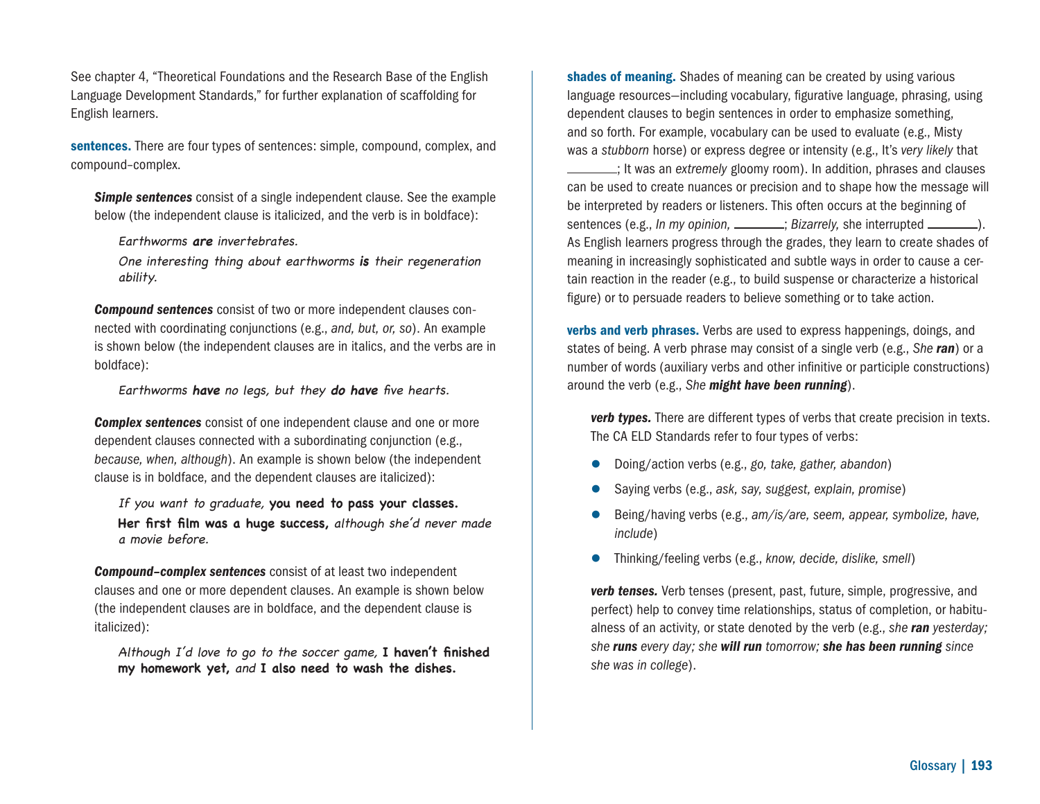See chapter 4, "Theoretical Foundations and the Research Base of the English Language Development Standards," for further explanation of scaffolding for English learners.

**sentences.** There are four types of sentences: simple, compound, complex, and compound–complex.

> ***Simple sentences*** consist of a single independent clause. See the example below (the independent clause is italicized, and the verb is in boldface):
>
> > *Earthworms* ***are*** *invertebrates.*
> >
> > *One interesting thing about earthworms* ***is*** *their regeneration ability.*
>
> ***Compound sentences*** consist of two or more independent clauses connected with coordinating conjunctions (e.g., *and, but, or, so*). An example is shown below (the independent clauses are in italics, and the verbs are in boldface):
>
> > *Earthworms* ***have*** *no legs, but they* ***do have*** *five hearts.*
>
> ***Complex sentences*** consist of one independent clause and one or more dependent clauses connected with a subordinating conjunction (e.g., *because, when, although*). An example is shown below (the independent clause is in boldface, and the dependent clauses are italicized):
>
> > *If you want to graduate,* **you need to pass your classes.**
> >
> > **Her first film was a huge success,** *although she'd never made a movie before.*
>
> ***Compound–complex sentences*** consist of at least two independent clauses and one or more dependent clauses. An example is shown below (the independent clauses are in boldface, and the dependent clause is italicized):
>
> > *Although I'd love to go to the soccer game,* **I haven't finished my homework yet,** *and* **I also need to wash the dishes.**

**shades of meaning.** Shades of meaning can be created by using various language resources—including vocabulary, figurative language, phrasing, using dependent clauses to begin sentences in order to emphasize something, and so forth. For example, vocabulary can be used to evaluate (e.g., Misty was a *stubborn* horse) or express degree or intensity (e.g., It's *very likely* that \_\_\_\_\_\_\_\_; It was an *extremely* gloomy room). In addition, phrases and clauses can be used to create nuances or precision and to shape how the message will be interpreted by readers or listeners. This often occurs at the beginning of sentences (e.g., *In my opinion,* \_\_\_\_\_\_\_\_; *Bizarrely,* she interrupted \_\_\_\_\_\_\_\_). As English learners progress through the grades, they learn to create shades of meaning in increasingly sophisticated and subtle ways in order to cause a certain reaction in the reader (e.g., to build suspense or characterize a historical figure) or to persuade readers to believe something or to take action.

**verbs and verb phrases.** Verbs are used to express happenings, doings, and states of being. A verb phrase may consist of a single verb (e.g., *She* ***ran***) or a number of words (auxiliary verbs and other infinitive or participle constructions) around the verb (e.g., *She* ***might have been running***).

> ***verb types.*** There are different types of verbs that create precision in texts. The CA ELD Standards refer to four types of verbs:
>
> - Doing/action verbs (e.g., *go, take, gather, abandon*)
> - Saying verbs (e.g., *ask, say, suggest, explain, promise*)
> - Being/having verbs (e.g., *am/is/are, seem, appear, symbolize, have, include*)
> - Thinking/feeling verbs (e.g., *know, decide, dislike, smell*)
>
> ***verb tenses.*** Verb tenses (present, past, future, simple, progressive, and perfect) help to convey time relationships, status of completion, or habitualness of an activity, or state denoted by the verb (e.g., *she* ***ran*** *yesterday; she* ***runs*** *every day; she* ***will run*** *tomorrow;* ***she has been running*** *since she was in college*).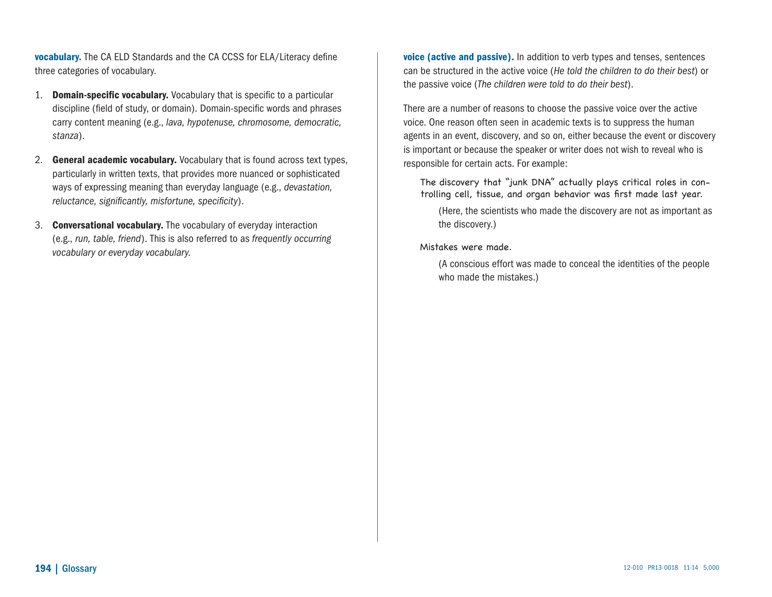**vocabulary.** The CA ELD Standards and the CA CCSS for ELA/Literacy define three categories of vocabulary.

1. **Domain-specific vocabulary.** Vocabulary that is specific to a particular discipline (field of study, or domain). Domain-specific words and phrases carry content meaning (e.g., *lava, hypotenuse, chromosome, democratic, stanza*).

2. **General academic vocabulary.** Vocabulary that is found across text types, particularly in written texts, that provides more nuanced or sophisticated ways of expressing meaning than everyday language (e.g., *devastation, reluctance, significantly, misfortune, specificity*).

3. **Conversational vocabulary.** The vocabulary of everyday interaction (e.g., *run, table, friend*). This is also referred to as *frequently occurring vocabulary or everyday vocabulary.*

**voice (active and passive).** In addition to verb types and tenses, sentences can be structured in the active voice (*He told the children to do their best*) or the passive voice (*The children were told to do their best*).

There are a number of reasons to choose the passive voice over the active voice. One reason often seen in academic texts is to suppress the human agents in an event, discovery, and so on, either because the event or discovery is important or because the speaker or writer does not wish to reveal who is responsible for certain acts. For example:

> The discovery that "junk DNA" actually plays critical roles in controlling cell, tissue, and organ behavior was first made last year.
>
> (Here, the scientists who made the discovery are not as important as the discovery.)
>
> Mistakes were made.
>
> (A conscious effort was made to conceal the identities of the people who made the mistakes.)

12-010 PR13-0018 11-14 5,000